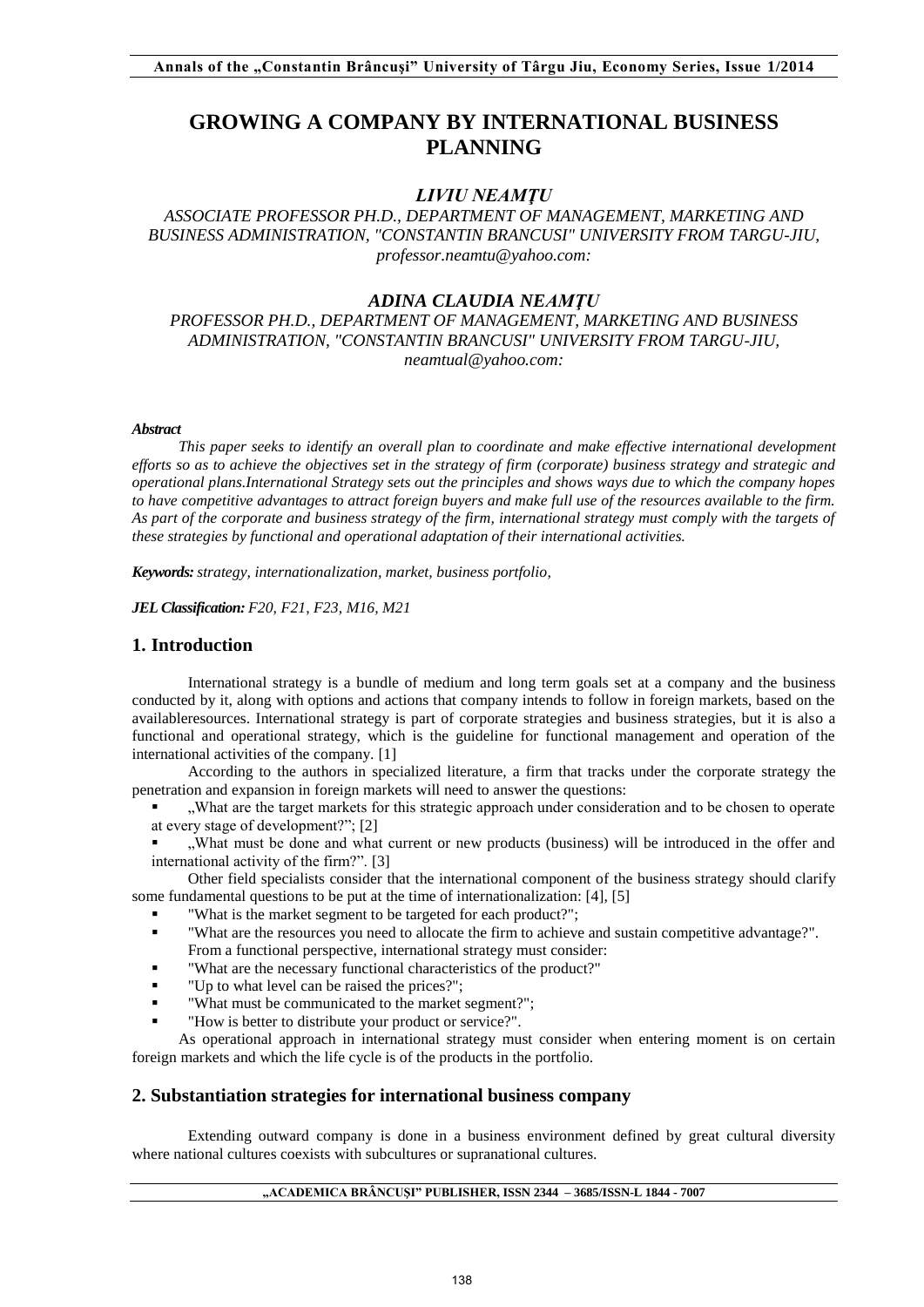# GROWING A COMPANY BY INTERNATIONAL BUSINESS PLANNING

***LIVIU NEAMŢU***

*ASSOCIATE PROFESSOR PH.D., DEPARTMENT OF MANAGEMENT, MARKETING AND BUSINESS ADMINISTRATION, "CONSTANTIN BRANCUSI" UNIVERSITY FROM TARGU-JIU, professor.neamtu@yahoo.com:*

***ADINA CLAUDIA NEAMŢU***

*PROFESSOR PH.D., DEPARTMENT OF MANAGEMENT, MARKETING AND BUSINESS ADMINISTRATION, "CONSTANTIN BRANCUSI" UNIVERSITY FROM TARGU-JIU, neamtual@yahoo.com:*

***Abstract***

*This paper seeks to identify an overall plan to coordinate and make effective international development efforts so as to achieve the objectives set in the strategy of firm (corporate) business strategy and strategic and operational plans.International Strategy sets out the principles and shows ways due to which the company hopes to have competitive advantages to attract foreign buyers and make full use of the resources available to the firm. As part of the corporate and business strategy of the firm, international strategy must comply with the targets of these strategies by functional and operational adaptation of their international activities.*

***Keywords:*** *strategy, internationalization, market, business portfolio,*

***JEL Classification:*** *F20, F21, F23, M16, M21*

## 1. Introduction

International strategy is a bundle of medium and long term goals set at a company and the business conducted by it, along with options and actions that company intends to follow in foreign markets, based on the availableresources. International strategy is part of corporate strategies and business strategies, but it is also a functional and operational strategy, which is the guideline for functional management and operation of the international activities of the company. [1]

According to the authors in specialized literature, a firm that tracks under the corporate strategy the penetration and expansion in foreign markets will need to answer the questions:

- „What are the target markets for this strategic approach under consideration and to be chosen to operate at every stage of development?”; [2]
- „What must be done and what current or new products (business) will be introduced in the offer and international activity of the firm?”. [3]

Other field specialists consider that the international component of the business strategy should clarify some fundamental questions to be put at the time of internationalization: [4], [5]

- "What is the market segment to be targeted for each product?";
- "What are the resources you need to allocate the firm to achieve and sustain competitive advantage?".

From a functional perspective, international strategy must consider:

- "What are the necessary functional characteristics of the product?"
- "Up to what level can be raised the prices?";
- "What must be communicated to the market segment?";
- "How is better to distribute your product or service?".

As operational approach in international strategy must consider when entering moment is on certain foreign markets and which the life cycle is of the products in the portfolio.

## 2. Substantiation strategies for international business company

Extending outward company is done in a business environment defined by great cultural diversity where national cultures coexists with subcultures or supranational cultures.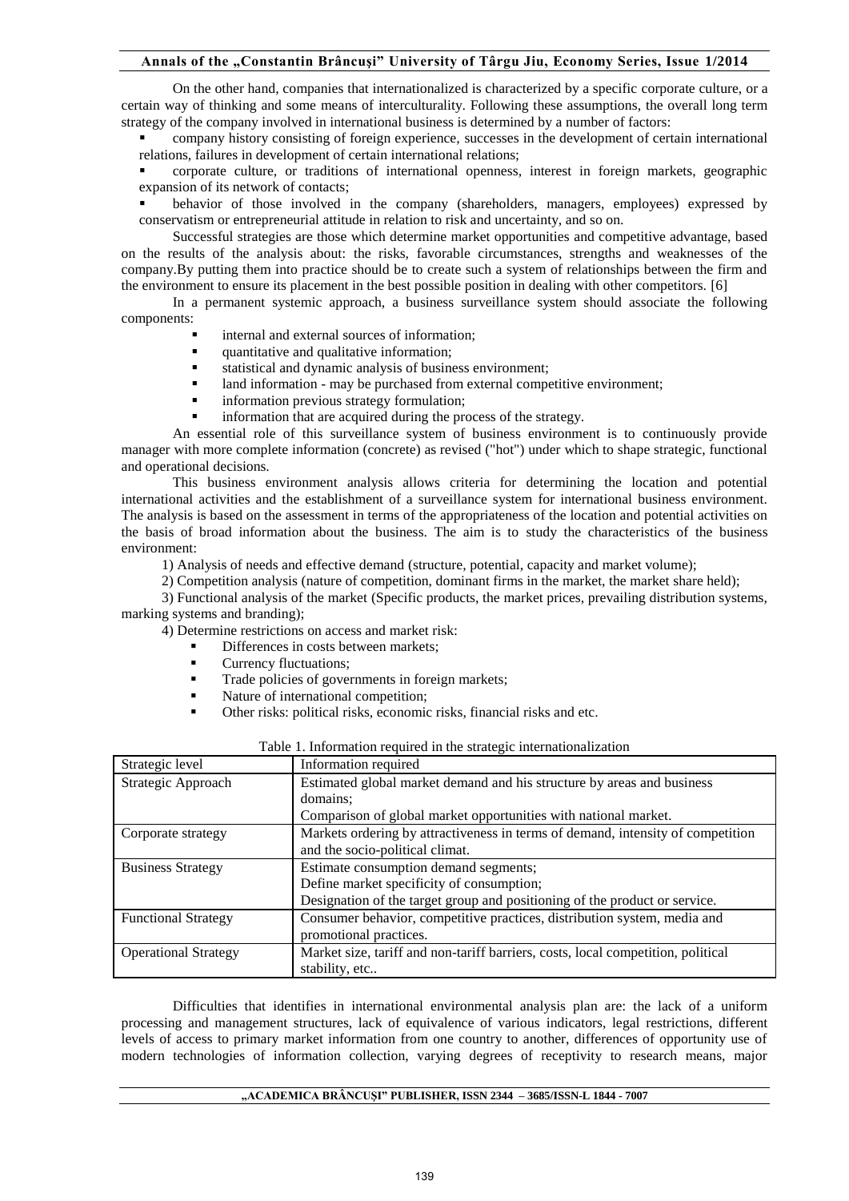On the other hand, companies that internationalized is characterized by a specific corporate culture, or a certain way of thinking and some means of interculturality. Following these assumptions, the overall long term strategy of the company involved in international business is determined by a number of factors:

- company history consisting of foreign experience, successes in the development of certain international relations, failures in development of certain international relations;
- corporate culture, or traditions of international openness, interest in foreign markets, geographic expansion of its network of contacts;
- behavior of those involved in the company (shareholders, managers, employees) expressed by conservatism or entrepreneurial attitude in relation to risk and uncertainty, and so on.

Successful strategies are those which determine market opportunities and competitive advantage, based on the results of the analysis about: the risks, favorable circumstances, strengths and weaknesses of the company.By putting them into practice should be to create such a system of relationships between the firm and the environment to ensure its placement in the best possible position in dealing with other competitors. [6]

In a permanent systemic approach, a business surveillance system should associate the following components:

- internal and external sources of information;
- quantitative and qualitative information;
- statistical and dynamic analysis of business environment;
- land information - may be purchased from external competitive environment;
- information previous strategy formulation;
- information that are acquired during the process of the strategy.

An essential role of this surveillance system of business environment is to continuously provide manager with more complete information (concrete) as revised ("hot") under which to shape strategic, functional and operational decisions.

This business environment analysis allows criteria for determining the location and potential international activities and the establishment of a surveillance system for international business environment. The analysis is based on the assessment in terms of the appropriateness of the location and potential activities on the basis of broad information about the business. The aim is to study the characteristics of the business environment:

1) Analysis of needs and effective demand (structure, potential, capacity and market volume);

2) Competition analysis (nature of competition, dominant firms in the market, the market share held);

3) Functional analysis of the market (Specific products, the market prices, prevailing distribution systems, marking systems and branding);

4) Determine restrictions on access and market risk:

- Differences in costs between markets;
- Currency fluctuations;
- Trade policies of governments in foreign markets;
- Nature of international competition;
- Other risks: political risks, economic risks, financial risks and etc.

Table 1. Information required in the strategic internationalization

| Strategic level | Information required |
|---|---|
| Strategic Approach | Estimated global market demand and his structure by areas and business domains;<br>Comparison of global market opportunities with national market. |
| Corporate strategy | Markets ordering by attractiveness in terms of demand, intensity of competition and the socio-political climat. |
| Business Strategy | Estimate consumption demand segments;<br>Define market specificity of consumption;<br>Designation of the target group and positioning of the product or service. |
| Functional Strategy | Consumer behavior, competitive practices, distribution system, media and promotional practices. |
| Operational Strategy | Market size, tariff and non-tariff barriers, costs, local competition, political stability, etc.. |

Difficulties that identifies in international environmental analysis plan are: the lack of a uniform processing and management structures, lack of equivalence of various indicators, legal restrictions, different levels of access to primary market information from one country to another, differences of opportunity use of modern technologies of information collection, varying degrees of receptivity to research means, major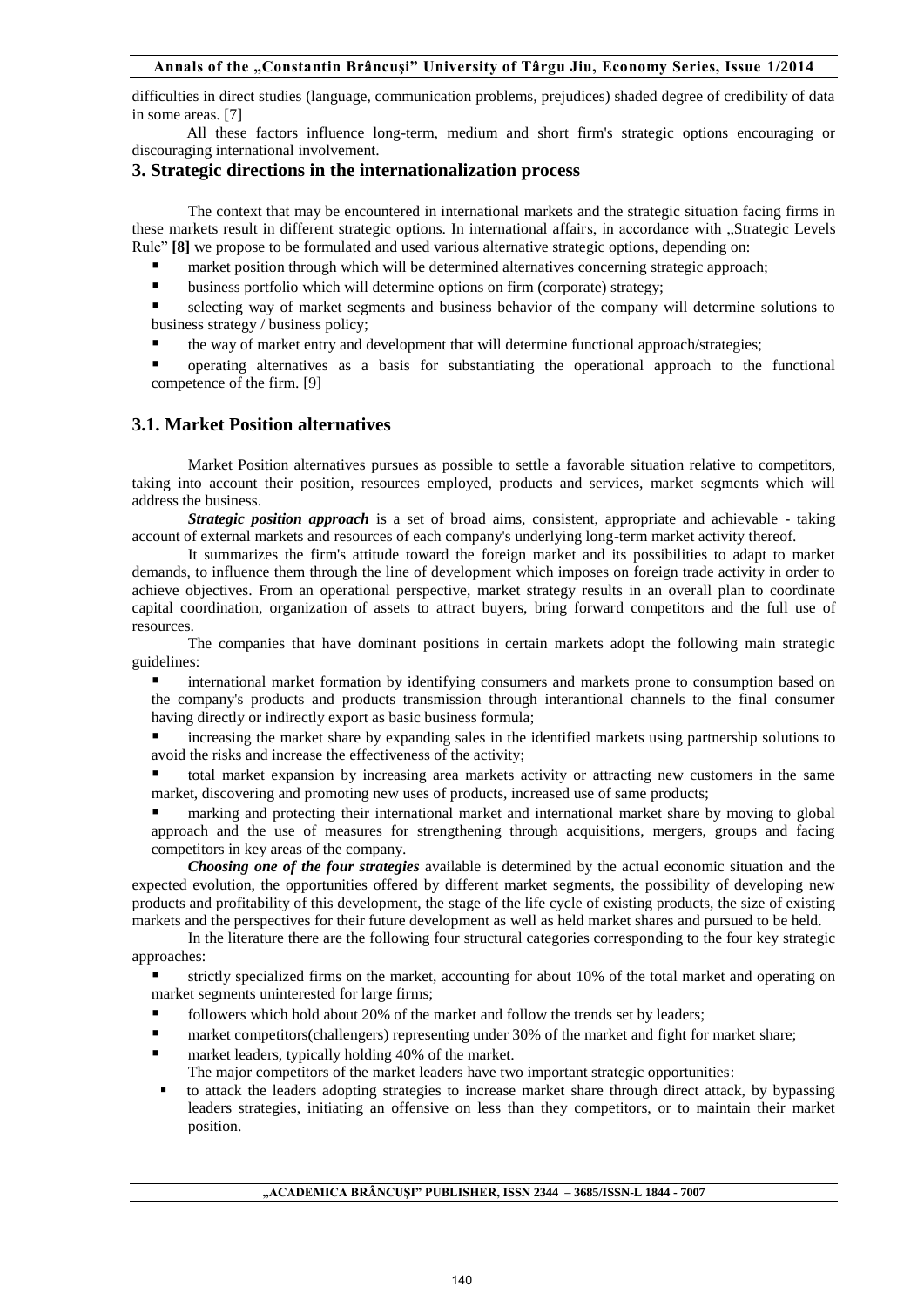difficulties in direct studies (language, communication problems, prejudices) shaded degree of credibility of data in some areas. [7]

All these factors influence long-term, medium and short firm's strategic options encouraging or discouraging international involvement.

## 3. Strategic directions in the internationalization process

The context that may be encountered in international markets and the strategic situation facing firms in these markets result in different strategic options. In international affairs, in accordance with „Strategic Levels Rule" **[8]** we propose to be formulated and used various alternative strategic options, depending on:

- market position through which will be determined alternatives concerning strategic approach;
- business portfolio which will determine options on firm (corporate) strategy;
- selecting way of market segments and business behavior of the company will determine solutions to business strategy / business policy;
- the way of market entry and development that will determine functional approach/strategies;
- operating alternatives as a basis for substantiating the operational approach to the functional competence of the firm. [9]

### 3.1. Market Position alternatives

Market Position alternatives pursues as possible to settle a favorable situation relative to competitors, taking into account their position, resources employed, products and services, market segments which will address the business.

***Strategic position approach*** is a set of broad aims, consistent, appropriate and achievable - taking account of external markets and resources of each company's underlying long-term market activity thereof.

It summarizes the firm's attitude toward the foreign market and its possibilities to adapt to market demands, to influence them through the line of development which imposes on foreign trade activity in order to achieve objectives. From an operational perspective, market strategy results in an overall plan to coordinate capital coordination, organization of assets to attract buyers, bring forward competitors and the full use of resources.

The companies that have dominant positions in certain markets adopt the following main strategic guidelines:

- international market formation by identifying consumers and markets prone to consumption based on the company's products and products transmission through interantional channels to the final consumer having directly or indirectly export as basic business formula;
- increasing the market share by expanding sales in the identified markets using partnership solutions to avoid the risks and increase the effectiveness of the activity;
- total market expansion by increasing area markets activity or attracting new customers in the same market, discovering and promoting new uses of products, increased use of same products;
- marking and protecting their international market and international market share by moving to global approach and the use of measures for strengthening through acquisitions, mergers, groups and facing competitors in key areas of the company.

***Choosing one of the four strategies*** available is determined by the actual economic situation and the expected evolution, the opportunities offered by different market segments, the possibility of developing new products and profitability of this development, the stage of the life cycle of existing products, the size of existing markets and the perspectives for their future development as well as held market shares and pursued to be held.

In the literature there are the following four structural categories corresponding to the four key strategic approaches:

- strictly specialized firms on the market, accounting for about 10% of the total market and operating on market segments uninterested for large firms;
- followers which hold about 20% of the market and follow the trends set by leaders;
- market competitors(challengers) representing under 30% of the market and fight for market share;
- market leaders, typically holding 40% of the market.

The major competitors of the market leaders have two important strategic opportunities:

- to attack the leaders adopting strategies to increase market share through direct attack, by bypassing leaders strategies, initiating an offensive on less than they competitors, or to maintain their market position.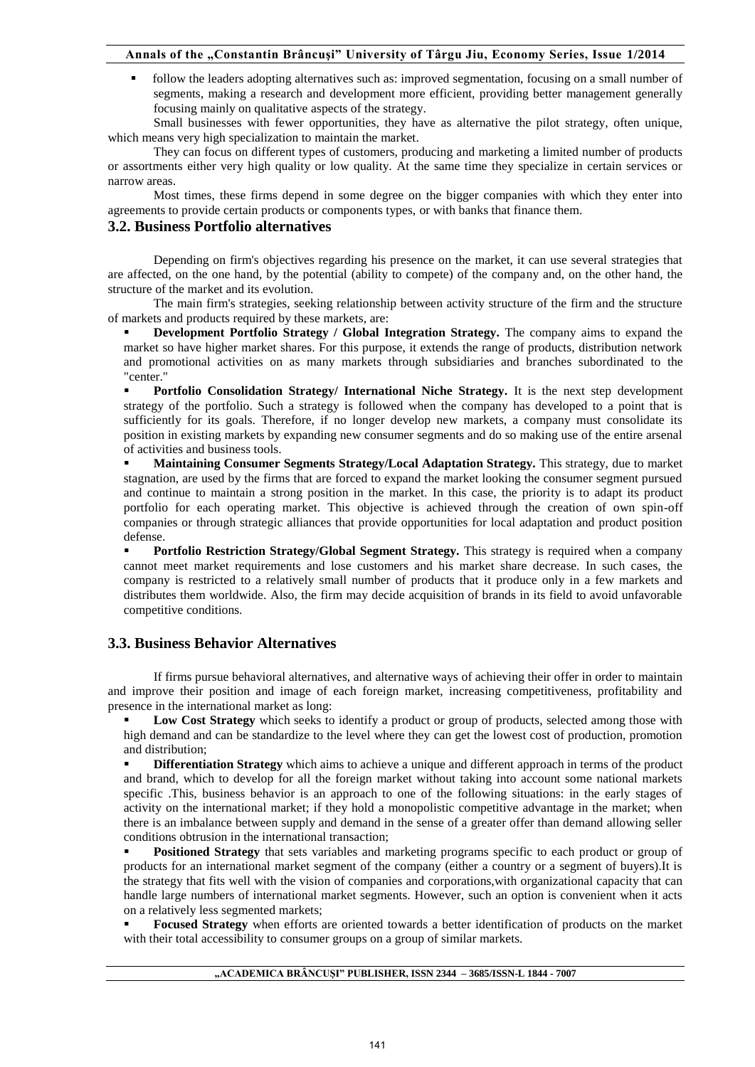- follow the leaders adopting alternatives such as: improved segmentation, focusing on a small number of segments, making a research and development more efficient, providing better management generally focusing mainly on qualitative aspects of the strategy.

Small businesses with fewer opportunities, they have as alternative the pilot strategy, often unique, which means very high specialization to maintain the market.

They can focus on different types of customers, producing and marketing a limited number of products or assortments either very high quality or low quality. At the same time they specialize in certain services or narrow areas.

Most times, these firms depend in some degree on the bigger companies with which they enter into agreements to provide certain products or components types, or with banks that finance them.

## 3.2. Business Portfolio alternatives

Depending on firm's objectives regarding his presence on the market, it can use several strategies that are affected, on the one hand, by the potential (ability to compete) of the company and, on the other hand, the structure of the market and its evolution.

The main firm's strategies, seeking relationship between activity structure of the firm and the structure of markets and products required by these markets, are:

- **Development Portfolio Strategy / Global Integration Strategy.** The company aims to expand the market so have higher market shares. For this purpose, it extends the range of products, distribution network and promotional activities on as many markets through subsidiaries and branches subordinated to the "center."
- **Portfolio Consolidation Strategy/ International Niche Strategy.** It is the next step development strategy of the portfolio. Such a strategy is followed when the company has developed to a point that is sufficiently for its goals. Therefore, if no longer develop new markets, a company must consolidate its position in existing markets by expanding new consumer segments and do so making use of the entire arsenal of activities and business tools.
- **Maintaining Consumer Segments Strategy/Local Adaptation Strategy.** This strategy, due to market stagnation, are used by the firms that are forced to expand the market looking the consumer segment pursued and continue to maintain a strong position in the market. In this case, the priority is to adapt its product portfolio for each operating market. This objective is achieved through the creation of own spin-off companies or through strategic alliances that provide opportunities for local adaptation and product position defense.
- **Portfolio Restriction Strategy/Global Segment Strategy.** This strategy is required when a company cannot meet market requirements and lose customers and his market share decrease. In such cases, the company is restricted to a relatively small number of products that it produce only in a few markets and distributes them worldwide. Also, the firm may decide acquisition of brands in its field to avoid unfavorable competitive conditions.

## 3.3. Business Behavior Alternatives

If firms pursue behavioral alternatives, and alternative ways of achieving their offer in order to maintain and improve their position and image of each foreign market, increasing competitiveness, profitability and presence in the international market as long:

- **Low Cost Strategy** which seeks to identify a product or group of products, selected among those with high demand and can be standardize to the level where they can get the lowest cost of production, promotion and distribution;
- **Differentiation Strategy** which aims to achieve a unique and different approach in terms of the product and brand, which to develop for all the foreign market without taking into account some national markets specific .This, business behavior is an approach to one of the following situations: in the early stages of activity on the international market; if they hold a monopolistic competitive advantage in the market; when there is an imbalance between supply and demand in the sense of a greater offer than demand allowing seller conditions obtrusion in the international transaction;
- **Positioned Strategy** that sets variables and marketing programs specific to each product or group of products for an international market segment of the company (either a country or a segment of buyers).It is the strategy that fits well with the vision of companies and corporations,with organizational capacity that can handle large numbers of international market segments. However, such an option is convenient when it acts on a relatively less segmented markets;
- **Focused Strategy** when efforts are oriented towards a better identification of products on the market with their total accessibility to consumer groups on a group of similar markets.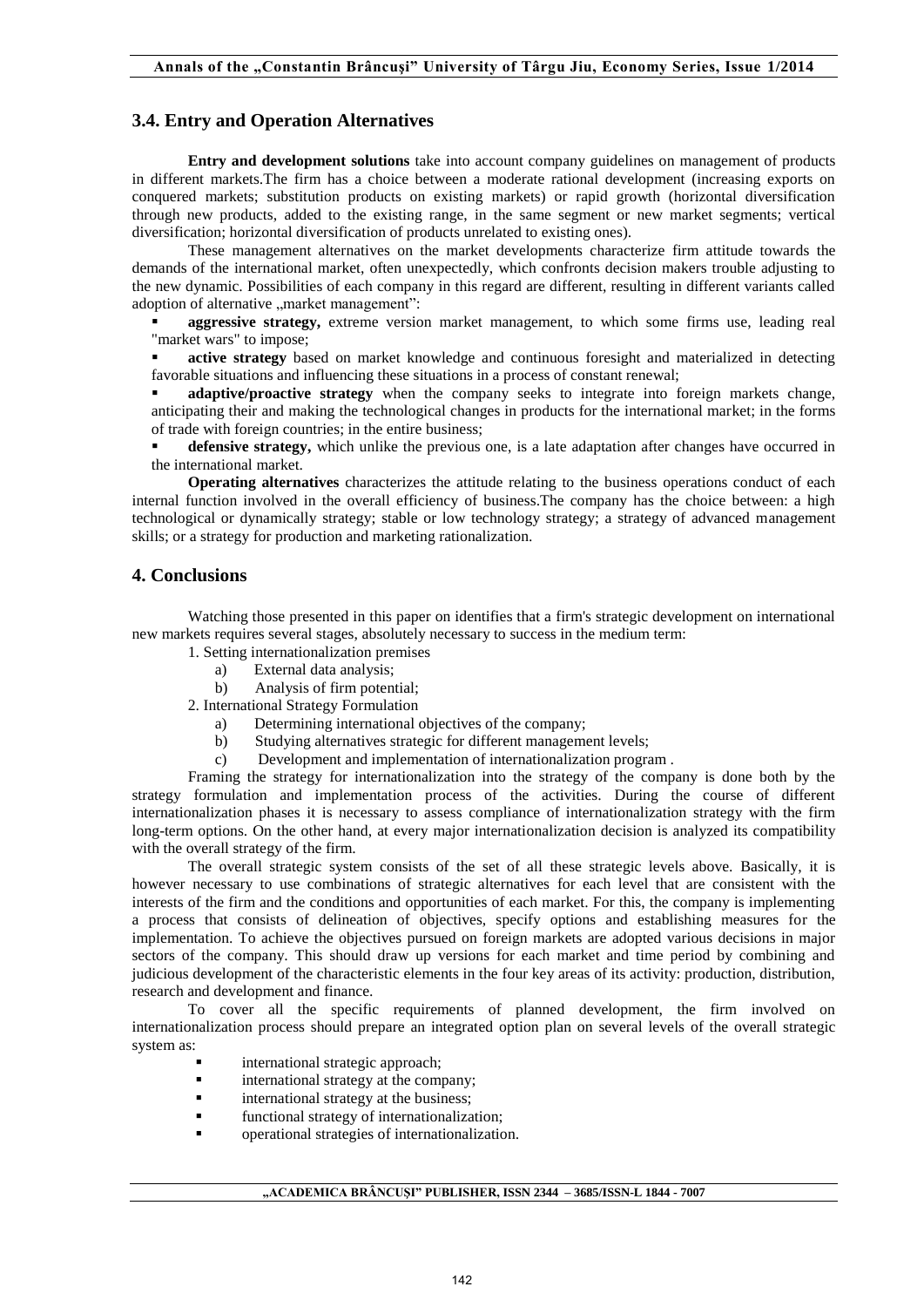## 3.4. Entry and Operation Alternatives

**Entry and development solutions** take into account company guidelines on management of products in different markets.The firm has a choice between a moderate rational development (increasing exports on conquered markets; substitution products on existing markets) or rapid growth (horizontal diversification through new products, added to the existing range, in the same segment or new market segments; vertical diversification; horizontal diversification of products unrelated to existing ones).

These management alternatives on the market developments characterize firm attitude towards the demands of the international market, often unexpectedly, which confronts decision makers trouble adjusting to the new dynamic. Possibilities of each company in this regard are different, resulting in different variants called adoption of alternative „market management":

- **aggressive strategy,** extreme version market management, to which some firms use, leading real "market wars" to impose;
- **active strategy** based on market knowledge and continuous foresight and materialized in detecting favorable situations and influencing these situations in a process of constant renewal;
- **adaptive/proactive strategy** when the company seeks to integrate into foreign markets change, anticipating their and making the technological changes in products for the international market; in the forms of trade with foreign countries; in the entire business;
- **defensive strategy,** which unlike the previous one, is a late adaptation after changes have occurred in the international market.

**Operating alternatives** characterizes the attitude relating to the business operations conduct of each internal function involved in the overall efficiency of business.The company has the choice between: a high technological or dynamically strategy; stable or low technology strategy; a strategy of advanced management skills; or a strategy for production and marketing rationalization.

## 4. Conclusions

Watching those presented in this paper on identifies that a firm's strategic development on international new markets requires several stages, absolutely necessary to success in the medium term:

1. Setting internationalization premises
   a) External data analysis;
   b) Analysis of firm potential;
2. International Strategy Formulation
   a) Determining international objectives of the company;
   b) Studying alternatives strategic for different management levels;
   c) Development and implementation of internationalization program .

Framing the strategy for internationalization into the strategy of the company is done both by the strategy formulation and implementation process of the activities. During the course of different internationalization phases it is necessary to assess compliance of internationalization strategy with the firm long-term options. On the other hand, at every major internationalization decision is analyzed its compatibility with the overall strategy of the firm.

The overall strategic system consists of the set of all these strategic levels above. Basically, it is however necessary to use combinations of strategic alternatives for each level that are consistent with the interests of the firm and the conditions and opportunities of each market. For this, the company is implementing a process that consists of delineation of objectives, specify options and establishing measures for the implementation. To achieve the objectives pursued on foreign markets are adopted various decisions in major sectors of the company. This should draw up versions for each market and time period by combining and judicious development of the characteristic elements in the four key areas of its activity: production, distribution, research and development and finance.

To cover all the specific requirements of planned development, the firm involved on internationalization process should prepare an integrated option plan on several levels of the overall strategic system as:

- international strategic approach;
- international strategy at the company;
- international strategy at the business;
- functional strategy of internationalization;
- operational strategies of internationalization.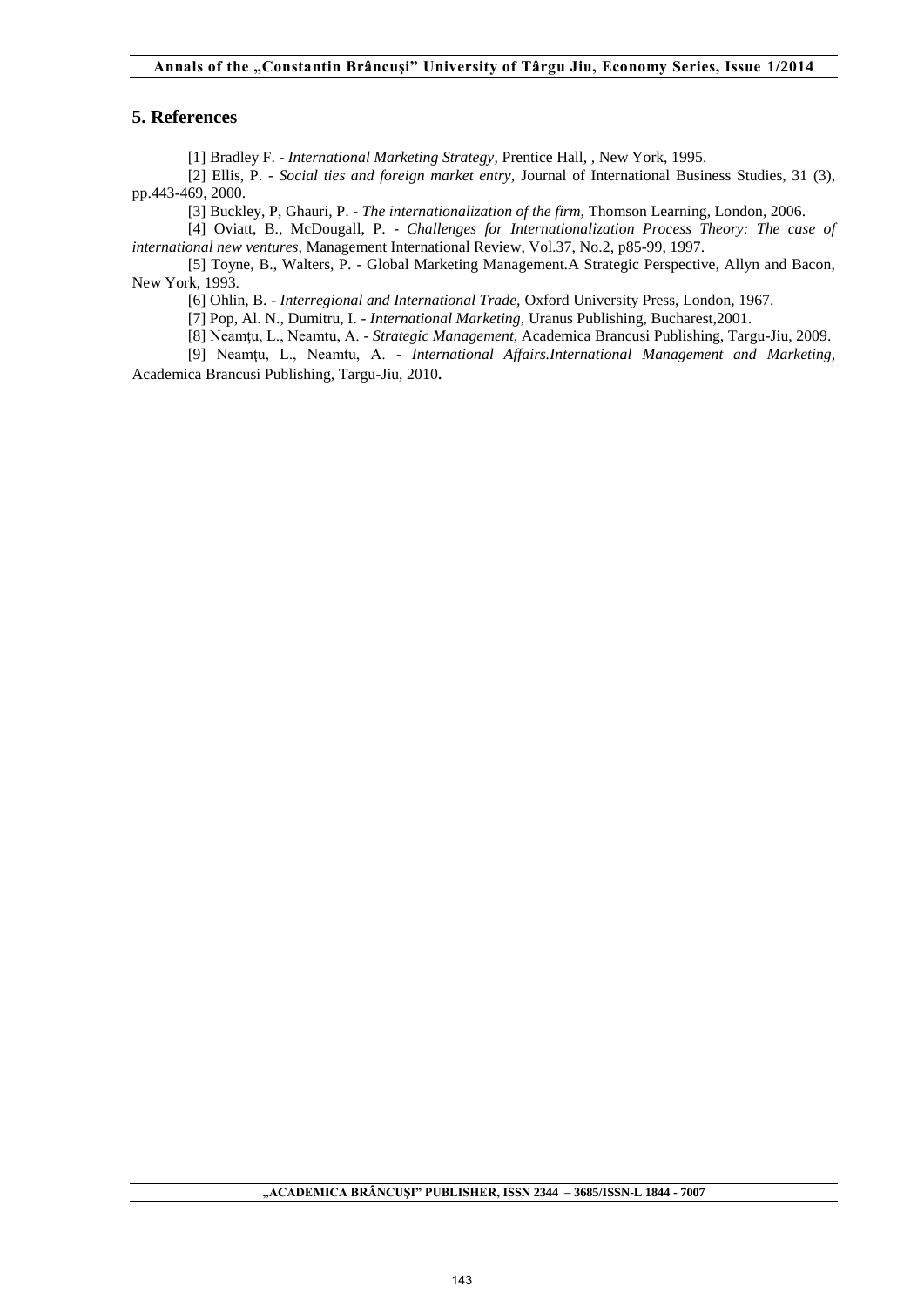## 5. References

[1] Bradley F. - *International Marketing Strategy*, Prentice Hall, , New York, 1995.

[2] Ellis, P. - *Social ties and foreign market entry,* Journal of International Business Studies, 31 (3), pp.443-469, 2000.

[3] Buckley, P, Ghauri, P. - *The internationalization of the firm,* Thomson Learning, London, 2006.

[4] Oviatt, B., McDougall, P. - *Challenges for Internationalization Process Theory: The case of international new ventures,* Management International Review, Vol.37, No.2, p85-99, 1997.

[5] Toyne, B., Walters, P. - Global Marketing Management.A Strategic Perspective, Allyn and Bacon, New York, 1993.

[6] Ohlin, B. - *Interregional and International Trade,* Oxford University Press, London, 1967.

[7] Pop, Al. N., Dumitru, I. - *International Marketing,* Uranus Publishing, Bucharest,2001.

[8] Neamţu, L., Neamtu, A. - *Strategic Management,* Academica Brancusi Publishing, Targu-Jiu, 2009.

[9] Neamţu, L., Neamtu, A. - *International Affairs.International Management and Marketing,* Academica Brancusi Publishing, Targu-Jiu, 2010.